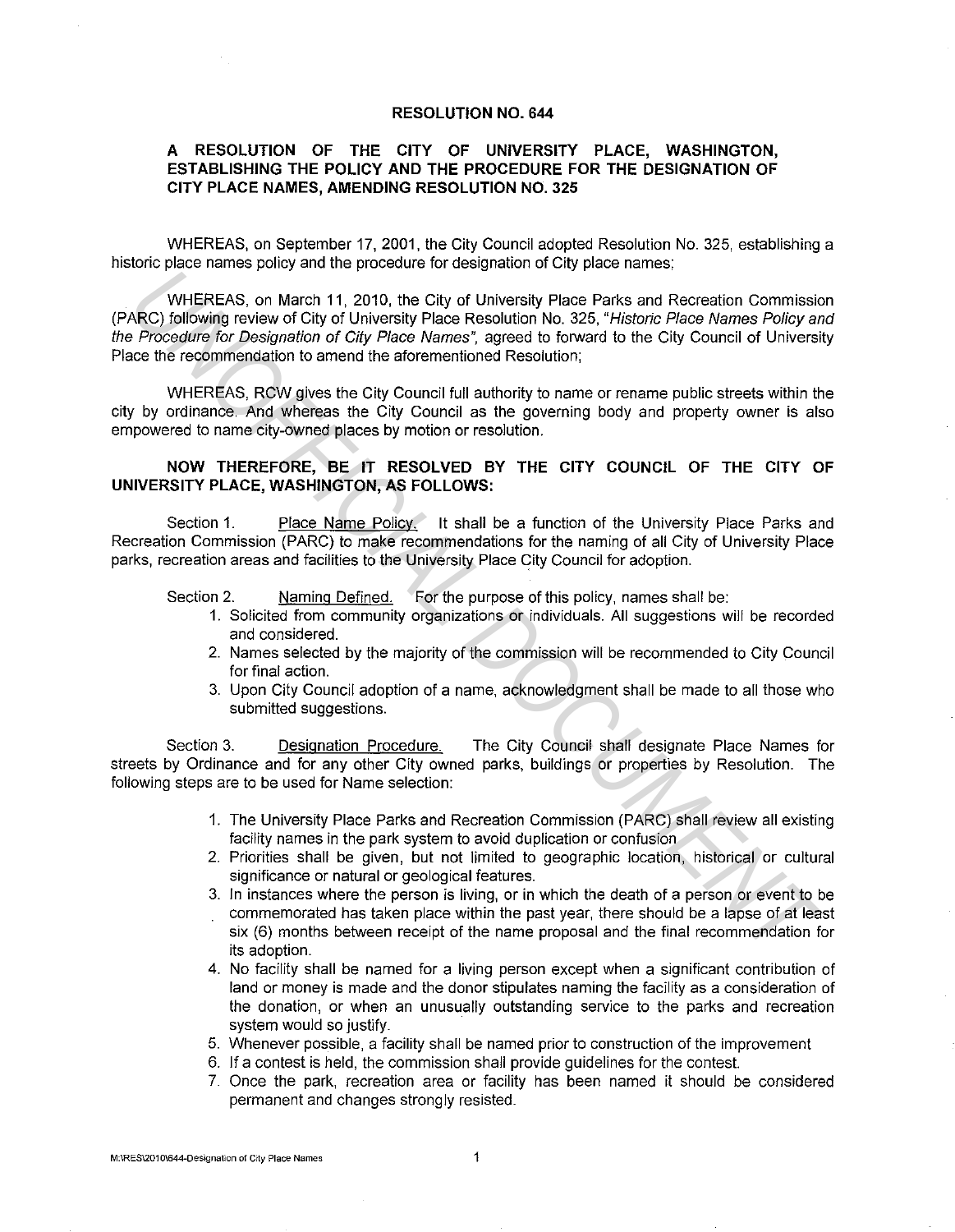# RESOLUTION NO. 644

## A RESOLUTION OF THE CITY OF UNIVERSITY PLACE, WASHINGTON, ESTABLISHING THE POLICY AND THE PROCEDURE FOR THE DESIGNATION OF CITY PLACE NAMES, AMENDING RESOLUTION NO. 325

WHEREAS, on September 17, 2001, the City Council adopted Resolution No. 325, establishing a historic place names policy and the procedure for designation of City place names;

WHEREAS, on March 11, 2010, the City of University Place Parks and Recreation Commission (PARC) following review of City of University Place Resolution No. 325, *"Historic Place Names Policy and the Procedure for Designation of City Place Names"*, agreed to forward to the City Council of University Place the recommendation to amend the aforementioned Resolution;

WHEREAS, RCW gives the City Council full authority to name or rename public streets within the city by ordinance. And whereas the City Council as the governing body and property owner is also empowered to name city-owned places by motion or resolution.

**NOW THEREFORE, BE IT RESOLVED BY THE CITY COUNCIL OF THE CITY OF UNIVERSITY PLACE, WASHINGTON, AS FOLLOWS:**

Section 1. Place Name Policy. It shall be a function of the University Place Parks and Recreation Commission (PARC) to make recommendations for the naming of all City of University Place parks, recreation areas and facilities to the University Place City Council for adoption.

Section 2. Naming Defined. For the purpose of this policy, names shall be:

1. Solicited from community organizations or individuals. All suggestions will be recorded and considered.
2. Names selected by the majority of the commission will be recommended to City Council for final action.
3. Upon City Council adoption of a name, acknowledgment shall be made to all those who submitted suggestions.

Section 3. Designation Procedure. The City Council shall designate Place Names for streets by Ordinance and for any other City owned parks, buildings or properties by Resolution. The following steps are to be used for Name selection:

1. The University Place Parks and Recreation Commission (PARC) shall review all existing facility names in the park system to avoid duplication or confusion
2. Priorities shall be given, but not limited to geographic location, historical or cultural significance or natural or geological features.
3. In instances where the person is living, or in which the death of a person or event to be commemorated has taken place within the past year, there should be a lapse of at least six (6) months between receipt of the name proposal and the final recommendation for its adoption.
4. No facility shall be named for a living person except when a significant contribution of land or money is made and the donor stipulates naming the facility as a consideration of the donation, or when an unusually outstanding service to the parks and recreation system would so justify.
5. Whenever possible, a facility shall be named prior to construction of the improvement
6. If a contest is held, the commission shall provide guidelines for the contest.
7. Once the park, recreation area or facility has been named it should be considered permanent and changes strongly resisted.

M:\RES\2010\644-Designation of City Place Names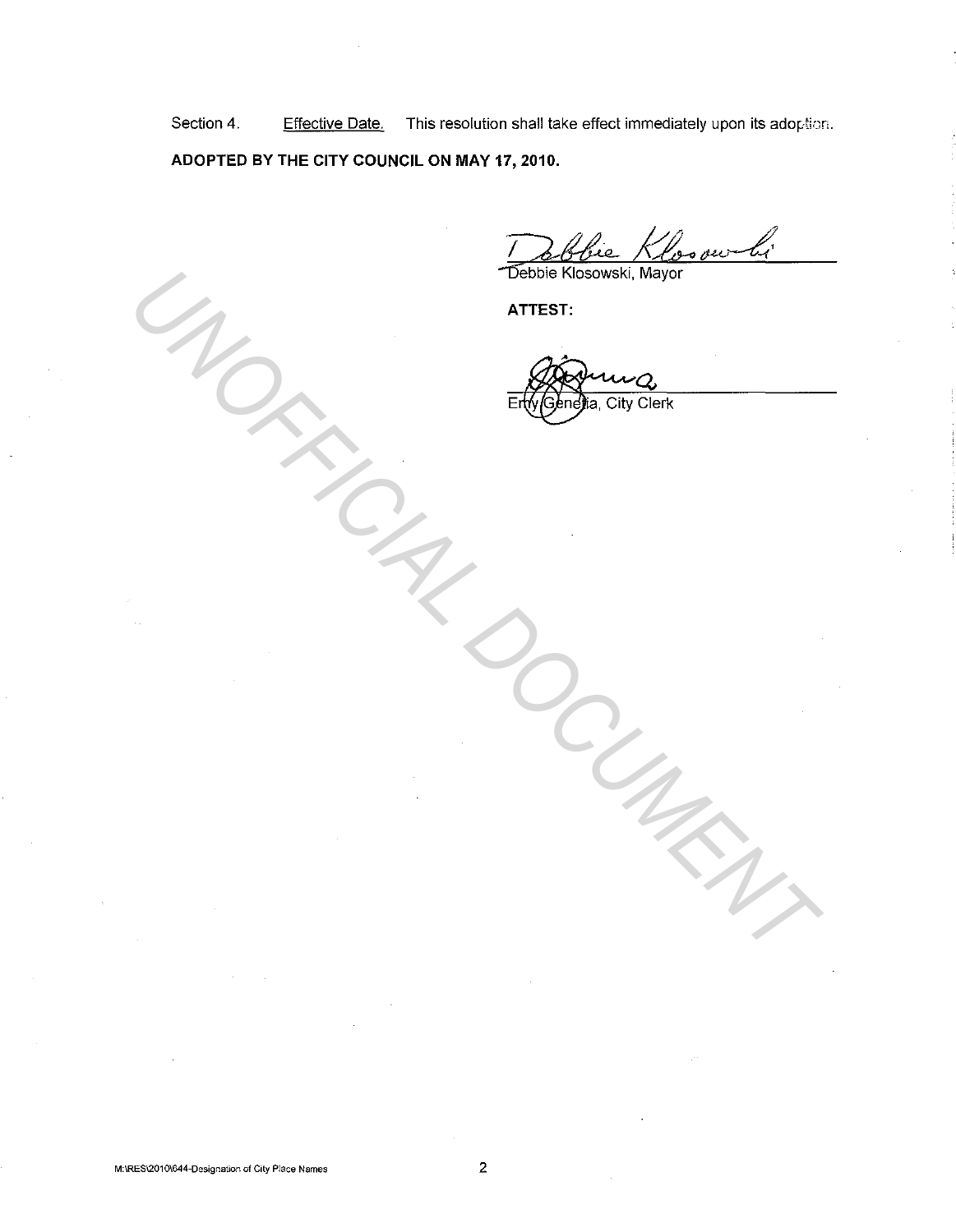Section 4. Effective Date. This resolution shall take effect immediately upon its adoption.

**ADOPTED BY THE CITY COUNCIL ON MAY 17, 2010.**

Debbie Klosowski, Mayor

**ATTEST:**

Emy Genetia, City Clerk

UNOFFICIAL DOCUMENT

M:\RES\2010\644-Designation of City Place Names